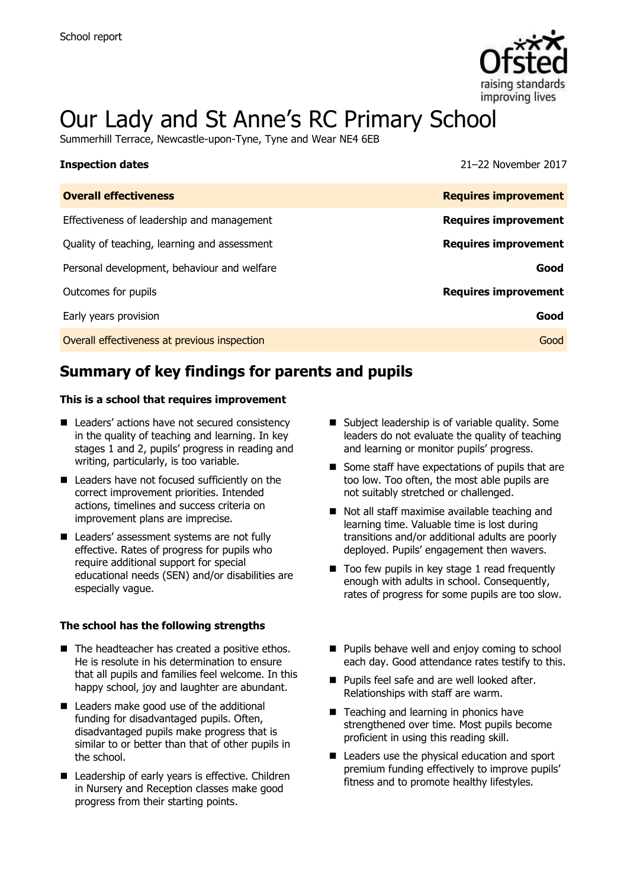School report

# Our Lady and St Anne's RC Primary School

Summerhill Terrace, Newcastle-upon-Tyne, Tyne and Wear NE4 6EB

| **Inspection dates** | 21–22 November 2017 |
| --- | --- |
| **Overall effectiveness** | **Requires improvement** |
| Effectiveness of leadership and management | **Requires improvement** |
| Quality of teaching, learning and assessment | **Requires improvement** |
| Personal development, behaviour and welfare | **Good** |
| Outcomes for pupils | **Requires improvement** |
| Early years provision | **Good** |
| Overall effectiveness at previous inspection | Good |

## Summary of key findings for parents and pupils

**This is a school that requires improvement**

- Leaders' actions have not secured consistency in the quality of teaching and learning. In key stages 1 and 2, pupils' progress in reading and writing, particularly, is too variable.
- Leaders have not focused sufficiently on the correct improvement priorities. Intended actions, timelines and success criteria on improvement plans are imprecise.
- Leaders' assessment systems are not fully effective. Rates of progress for pupils who require additional support for special educational needs (SEN) and/or disabilities are especially vague.
- Subject leadership is of variable quality. Some leaders do not evaluate the quality of teaching and learning or monitor pupils' progress.
- Some staff have expectations of pupils that are too low. Too often, the most able pupils are not suitably stretched or challenged.
- Not all staff maximise available teaching and learning time. Valuable time is lost during transitions and/or additional adults are poorly deployed. Pupils' engagement then wavers.
- Too few pupils in key stage 1 read frequently enough with adults in school. Consequently, rates of progress for some pupils are too slow.

**The school has the following strengths**

- The headteacher has created a positive ethos. He is resolute in his determination to ensure that all pupils and families feel welcome. In this happy school, joy and laughter are abundant.
- Leaders make good use of the additional funding for disadvantaged pupils. Often, disadvantaged pupils make progress that is similar to or better than that of other pupils in the school.
- Leadership of early years is effective. Children in Nursery and Reception classes make good progress from their starting points.
- Pupils behave well and enjoy coming to school each day. Good attendance rates testify to this.
- Pupils feel safe and are well looked after. Relationships with staff are warm.
- Teaching and learning in phonics have strengthened over time. Most pupils become proficient in using this reading skill.
- Leaders use the physical education and sport premium funding effectively to improve pupils' fitness and to promote healthy lifestyles.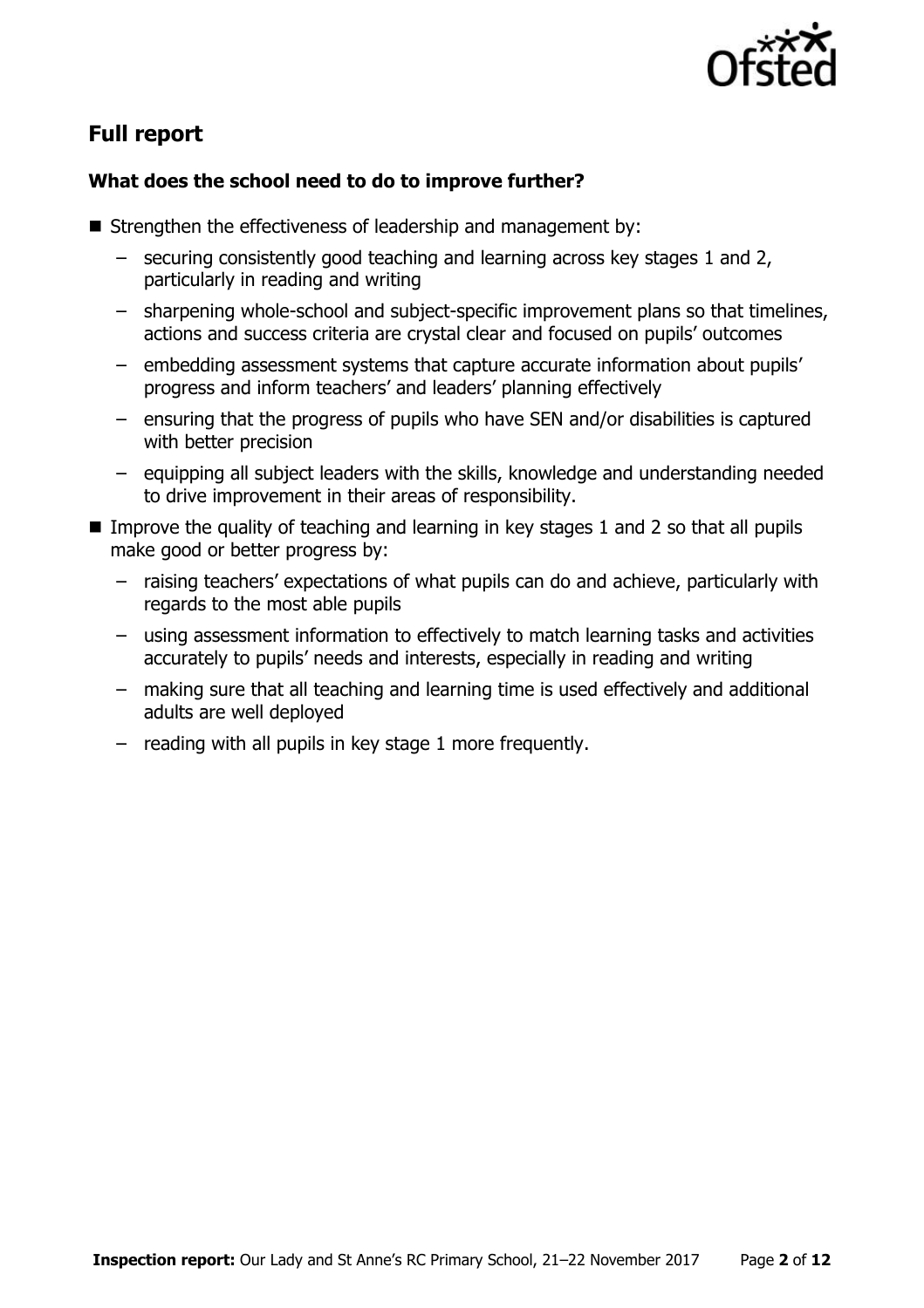## Full report

### What does the school need to do to improve further?

- Strengthen the effectiveness of leadership and management by:
  - securing consistently good teaching and learning across key stages 1 and 2, particularly in reading and writing
  - sharpening whole-school and subject-specific improvement plans so that timelines, actions and success criteria are crystal clear and focused on pupils' outcomes
  - embedding assessment systems that capture accurate information about pupils' progress and inform teachers' and leaders' planning effectively
  - ensuring that the progress of pupils who have SEN and/or disabilities is captured with better precision
  - equipping all subject leaders with the skills, knowledge and understanding needed to drive improvement in their areas of responsibility.
- Improve the quality of teaching and learning in key stages 1 and 2 so that all pupils make good or better progress by:
  - raising teachers' expectations of what pupils can do and achieve, particularly with regards to the most able pupils
  - using assessment information to effectively to match learning tasks and activities accurately to pupils' needs and interests, especially in reading and writing
  - making sure that all teaching and learning time is used effectively and additional adults are well deployed
  - reading with all pupils in key stage 1 more frequently.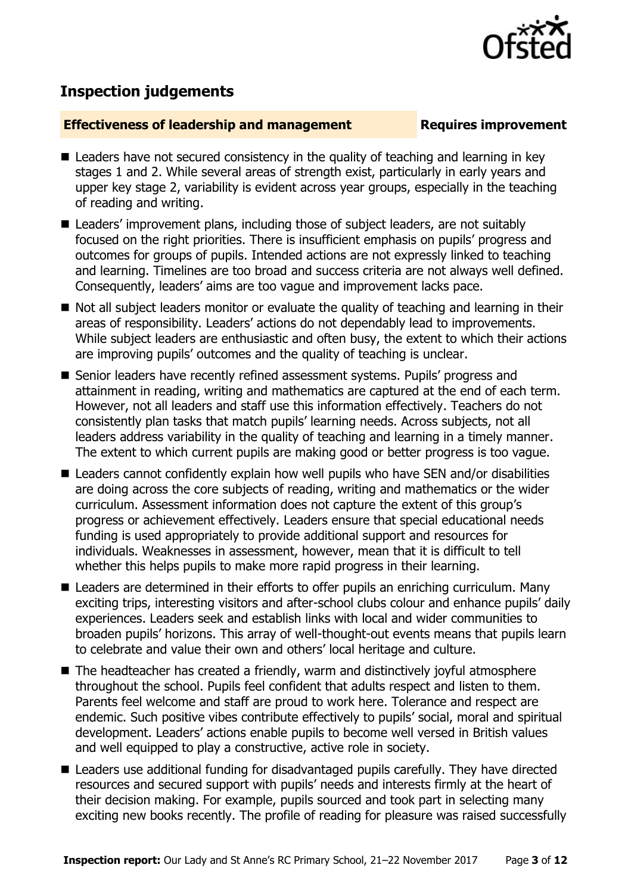## Inspection judgements

**Effectiveness of leadership and management** **Requires improvement**

- Leaders have not secured consistency in the quality of teaching and learning in key stages 1 and 2. While several areas of strength exist, particularly in early years and upper key stage 2, variability is evident across year groups, especially in the teaching of reading and writing.
- Leaders' improvement plans, including those of subject leaders, are not suitably focused on the right priorities. There is insufficient emphasis on pupils' progress and outcomes for groups of pupils. Intended actions are not expressly linked to teaching and learning. Timelines are too broad and success criteria are not always well defined. Consequently, leaders' aims are too vague and improvement lacks pace.
- Not all subject leaders monitor or evaluate the quality of teaching and learning in their areas of responsibility. Leaders' actions do not dependably lead to improvements. While subject leaders are enthusiastic and often busy, the extent to which their actions are improving pupils' outcomes and the quality of teaching is unclear.
- Senior leaders have recently refined assessment systems. Pupils' progress and attainment in reading, writing and mathematics are captured at the end of each term. However, not all leaders and staff use this information effectively. Teachers do not consistently plan tasks that match pupils' learning needs. Across subjects, not all leaders address variability in the quality of teaching and learning in a timely manner. The extent to which current pupils are making good or better progress is too vague.
- Leaders cannot confidently explain how well pupils who have SEN and/or disabilities are doing across the core subjects of reading, writing and mathematics or the wider curriculum. Assessment information does not capture the extent of this group's progress or achievement effectively. Leaders ensure that special educational needs funding is used appropriately to provide additional support and resources for individuals. Weaknesses in assessment, however, mean that it is difficult to tell whether this helps pupils to make more rapid progress in their learning.
- Leaders are determined in their efforts to offer pupils an enriching curriculum. Many exciting trips, interesting visitors and after-school clubs colour and enhance pupils' daily experiences. Leaders seek and establish links with local and wider communities to broaden pupils' horizons. This array of well-thought-out events means that pupils learn to celebrate and value their own and others' local heritage and culture.
- The headteacher has created a friendly, warm and distinctively joyful atmosphere throughout the school. Pupils feel confident that adults respect and listen to them. Parents feel welcome and staff are proud to work here. Tolerance and respect are endemic. Such positive vibes contribute effectively to pupils' social, moral and spiritual development. Leaders' actions enable pupils to become well versed in British values and well equipped to play a constructive, active role in society.
- Leaders use additional funding for disadvantaged pupils carefully. They have directed resources and secured support with pupils' needs and interests firmly at the heart of their decision making. For example, pupils sourced and took part in selecting many exciting new books recently. The profile of reading for pleasure was raised successfully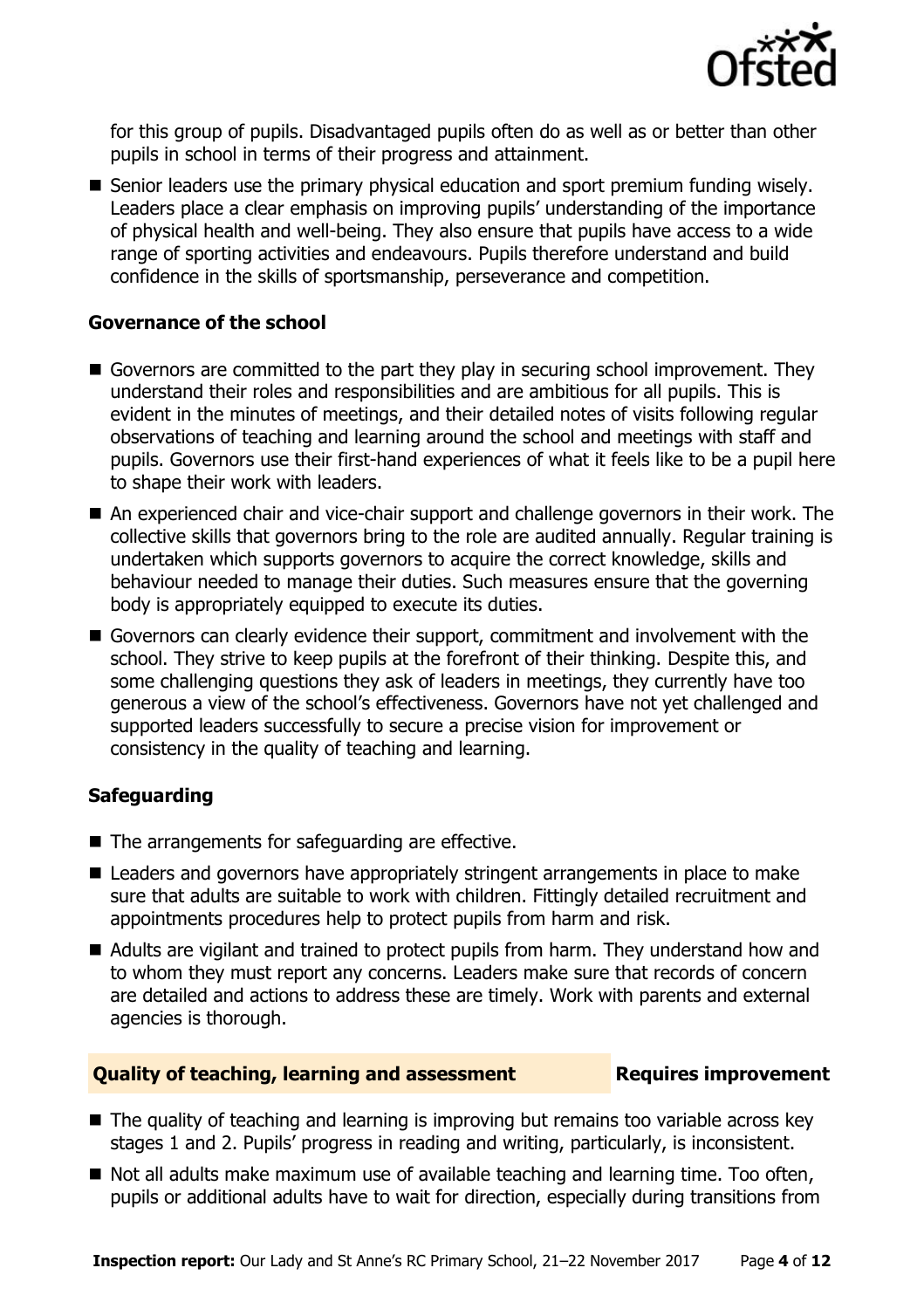for this group of pupils. Disadvantaged pupils often do as well as or better than other pupils in school in terms of their progress and attainment.

- Senior leaders use the primary physical education and sport premium funding wisely. Leaders place a clear emphasis on improving pupils' understanding of the importance of physical health and well-being. They also ensure that pupils have access to a wide range of sporting activities and endeavours. Pupils therefore understand and build confidence in the skills of sportsmanship, perseverance and competition.

### Governance of the school

- Governors are committed to the part they play in securing school improvement. They understand their roles and responsibilities and are ambitious for all pupils. This is evident in the minutes of meetings, and their detailed notes of visits following regular observations of teaching and learning around the school and meetings with staff and pupils. Governors use their first-hand experiences of what it feels like to be a pupil here to shape their work with leaders.
- An experienced chair and vice-chair support and challenge governors in their work. The collective skills that governors bring to the role are audited annually. Regular training is undertaken which supports governors to acquire the correct knowledge, skills and behaviour needed to manage their duties. Such measures ensure that the governing body is appropriately equipped to execute its duties.
- Governors can clearly evidence their support, commitment and involvement with the school. They strive to keep pupils at the forefront of their thinking. Despite this, and some challenging questions they ask of leaders in meetings, they currently have too generous a view of the school's effectiveness. Governors have not yet challenged and supported leaders successfully to secure a precise vision for improvement or consistency in the quality of teaching and learning.

### Safeguarding

- The arrangements for safeguarding are effective.
- Leaders and governors have appropriately stringent arrangements in place to make sure that adults are suitable to work with children. Fittingly detailed recruitment and appointments procedures help to protect pupils from harm and risk.
- Adults are vigilant and trained to protect pupils from harm. They understand how and to whom they must report any concerns. Leaders make sure that records of concern are detailed and actions to address these are timely. Work with parents and external agencies is thorough.

## Quality of teaching, learning and assessment — Requires improvement

- The quality of teaching and learning is improving but remains too variable across key stages 1 and 2. Pupils' progress in reading and writing, particularly, is inconsistent.
- Not all adults make maximum use of available teaching and learning time. Too often, pupils or additional adults have to wait for direction, especially during transitions from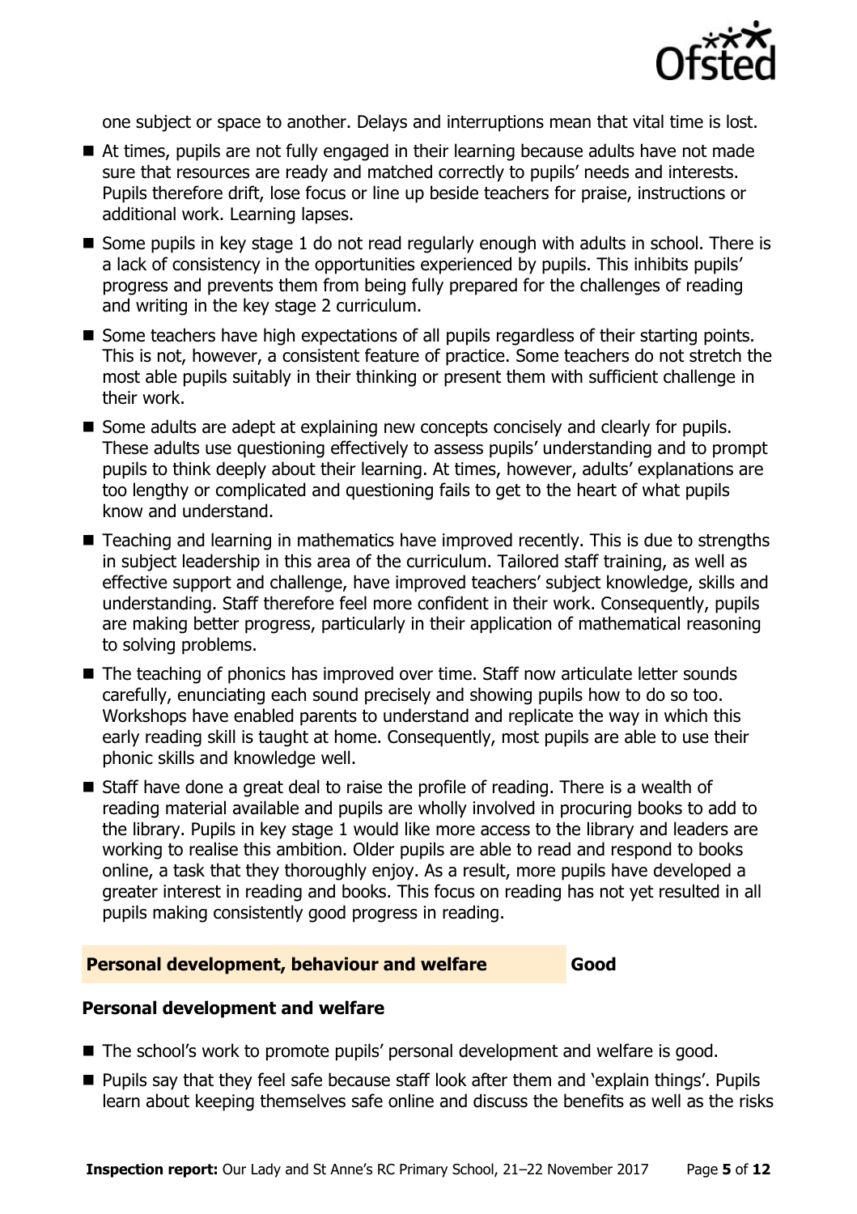one subject or space to another. Delays and interruptions mean that vital time is lost.

- At times, pupils are not fully engaged in their learning because adults have not made sure that resources are ready and matched correctly to pupils' needs and interests. Pupils therefore drift, lose focus or line up beside teachers for praise, instructions or additional work. Learning lapses.
- Some pupils in key stage 1 do not read regularly enough with adults in school. There is a lack of consistency in the opportunities experienced by pupils. This inhibits pupils' progress and prevents them from being fully prepared for the challenges of reading and writing in the key stage 2 curriculum.
- Some teachers have high expectations of all pupils regardless of their starting points. This is not, however, a consistent feature of practice. Some teachers do not stretch the most able pupils suitably in their thinking or present them with sufficient challenge in their work.
- Some adults are adept at explaining new concepts concisely and clearly for pupils. These adults use questioning effectively to assess pupils' understanding and to prompt pupils to think deeply about their learning. At times, however, adults' explanations are too lengthy or complicated and questioning fails to get to the heart of what pupils know and understand.
- Teaching and learning in mathematics have improved recently. This is due to strengths in subject leadership in this area of the curriculum. Tailored staff training, as well as effective support and challenge, have improved teachers' subject knowledge, skills and understanding. Staff therefore feel more confident in their work. Consequently, pupils are making better progress, particularly in their application of mathematical reasoning to solving problems.
- The teaching of phonics has improved over time. Staff now articulate letter sounds carefully, enunciating each sound precisely and showing pupils how to do so too. Workshops have enabled parents to understand and replicate the way in which this early reading skill is taught at home. Consequently, most pupils are able to use their phonic skills and knowledge well.
- Staff have done a great deal to raise the profile of reading. There is a wealth of reading material available and pupils are wholly involved in procuring books to add to the library. Pupils in key stage 1 would like more access to the library and leaders are working to realise this ambition. Older pupils are able to read and respond to books online, a task that they thoroughly enjoy. As a result, more pupils have developed a greater interest in reading and books. This focus on reading has not yet resulted in all pupils making consistently good progress in reading.

## Personal development, behaviour and welfare — Good

### Personal development and welfare

- The school's work to promote pupils' personal development and welfare is good.
- Pupils say that they feel safe because staff look after them and 'explain things'. Pupils learn about keeping themselves safe online and discuss the benefits as well as the risks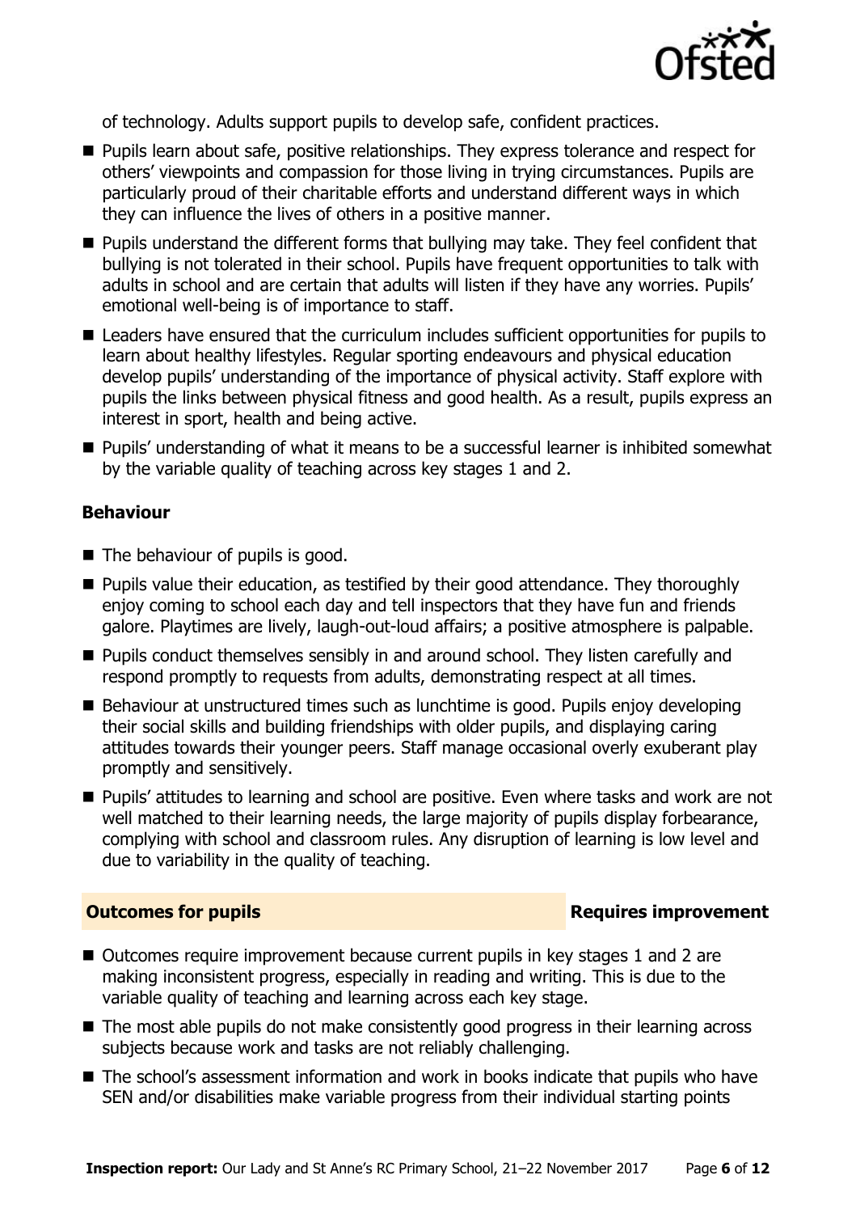of technology. Adults support pupils to develop safe, confident practices.

- Pupils learn about safe, positive relationships. They express tolerance and respect for others' viewpoints and compassion for those living in trying circumstances. Pupils are particularly proud of their charitable efforts and understand different ways in which they can influence the lives of others in a positive manner.
- Pupils understand the different forms that bullying may take. They feel confident that bullying is not tolerated in their school. Pupils have frequent opportunities to talk with adults in school and are certain that adults will listen if they have any worries. Pupils' emotional well-being is of importance to staff.
- Leaders have ensured that the curriculum includes sufficient opportunities for pupils to learn about healthy lifestyles. Regular sporting endeavours and physical education develop pupils' understanding of the importance of physical activity. Staff explore with pupils the links between physical fitness and good health. As a result, pupils express an interest in sport, health and being active.
- Pupils' understanding of what it means to be a successful learner is inhibited somewhat by the variable quality of teaching across key stages 1 and 2.

### Behaviour

- The behaviour of pupils is good.
- Pupils value their education, as testified by their good attendance. They thoroughly enjoy coming to school each day and tell inspectors that they have fun and friends galore. Playtimes are lively, laugh-out-loud affairs; a positive atmosphere is palpable.
- Pupils conduct themselves sensibly in and around school. They listen carefully and respond promptly to requests from adults, demonstrating respect at all times.
- Behaviour at unstructured times such as lunchtime is good. Pupils enjoy developing their social skills and building friendships with older pupils, and displaying caring attitudes towards their younger peers. Staff manage occasional overly exuberant play promptly and sensitively.
- Pupils' attitudes to learning and school are positive. Even where tasks and work are not well matched to their learning needs, the large majority of pupils display forbearance, complying with school and classroom rules. Any disruption of learning is low level and due to variability in the quality of teaching.

## Outcomes for pupils — Requires improvement

- Outcomes require improvement because current pupils in key stages 1 and 2 are making inconsistent progress, especially in reading and writing. This is due to the variable quality of teaching and learning across each key stage.
- The most able pupils do not make consistently good progress in their learning across subjects because work and tasks are not reliably challenging.
- The school's assessment information and work in books indicate that pupils who have SEN and/or disabilities make variable progress from their individual starting points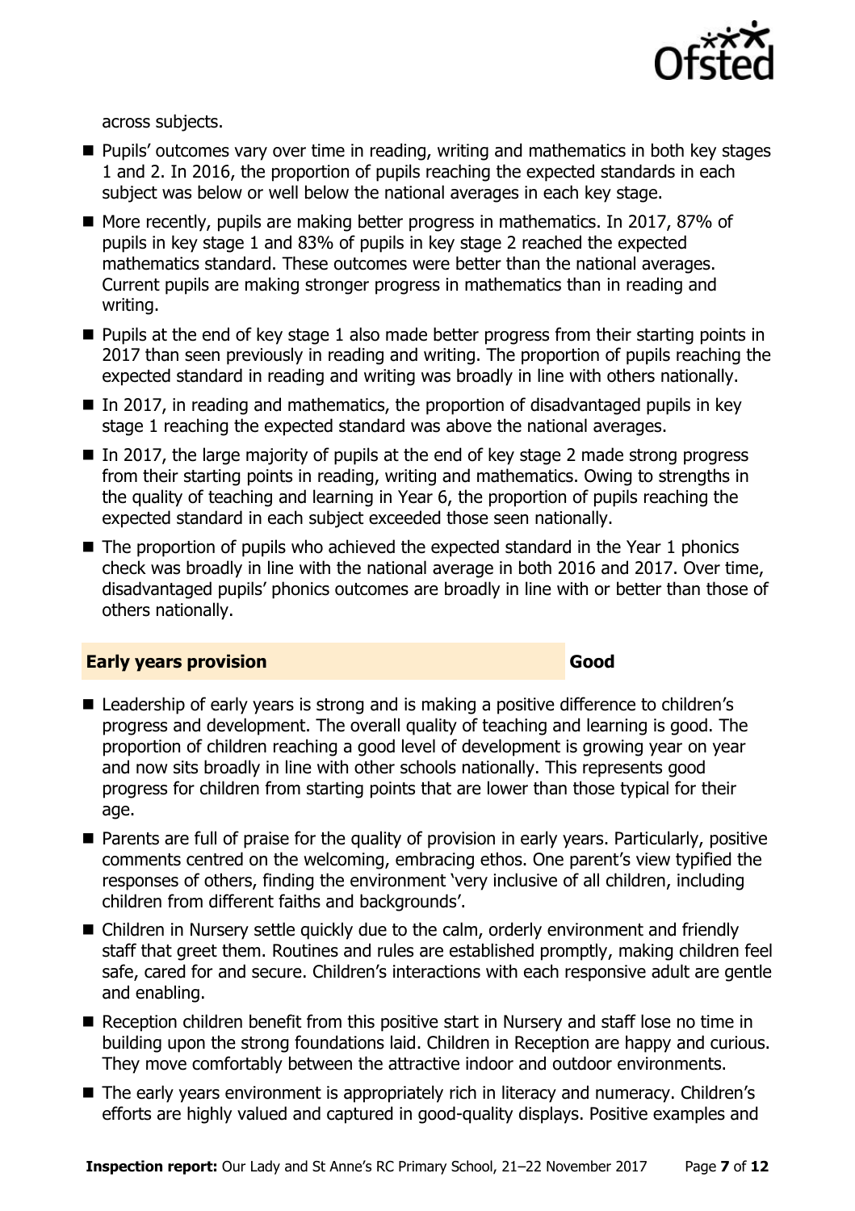across subjects.

- Pupils' outcomes vary over time in reading, writing and mathematics in both key stages 1 and 2. In 2016, the proportion of pupils reaching the expected standards in each subject was below or well below the national averages in each key stage.
- More recently, pupils are making better progress in mathematics. In 2017, 87% of pupils in key stage 1 and 83% of pupils in key stage 2 reached the expected mathematics standard. These outcomes were better than the national averages. Current pupils are making stronger progress in mathematics than in reading and writing.
- Pupils at the end of key stage 1 also made better progress from their starting points in 2017 than seen previously in reading and writing. The proportion of pupils reaching the expected standard in reading and writing was broadly in line with others nationally.
- In 2017, in reading and mathematics, the proportion of disadvantaged pupils in key stage 1 reaching the expected standard was above the national averages.
- In 2017, the large majority of pupils at the end of key stage 2 made strong progress from their starting points in reading, writing and mathematics. Owing to strengths in the quality of teaching and learning in Year 6, the proportion of pupils reaching the expected standard in each subject exceeded those seen nationally.
- The proportion of pupils who achieved the expected standard in the Year 1 phonics check was broadly in line with the national average in both 2016 and 2017. Over time, disadvantaged pupils' phonics outcomes are broadly in line with or better than those of others nationally.

## Early years provision — Good

- Leadership of early years is strong and is making a positive difference to children's progress and development. The overall quality of teaching and learning is good. The proportion of children reaching a good level of development is growing year on year and now sits broadly in line with other schools nationally. This represents good progress for children from starting points that are lower than those typical for their age.
- Parents are full of praise for the quality of provision in early years. Particularly, positive comments centred on the welcoming, embracing ethos. One parent's view typified the responses of others, finding the environment 'very inclusive of all children, including children from different faiths and backgrounds'.
- Children in Nursery settle quickly due to the calm, orderly environment and friendly staff that greet them. Routines and rules are established promptly, making children feel safe, cared for and secure. Children's interactions with each responsive adult are gentle and enabling.
- Reception children benefit from this positive start in Nursery and staff lose no time in building upon the strong foundations laid. Children in Reception are happy and curious. They move comfortably between the attractive indoor and outdoor environments.
- The early years environment is appropriately rich in literacy and numeracy. Children's efforts are highly valued and captured in good-quality displays. Positive examples and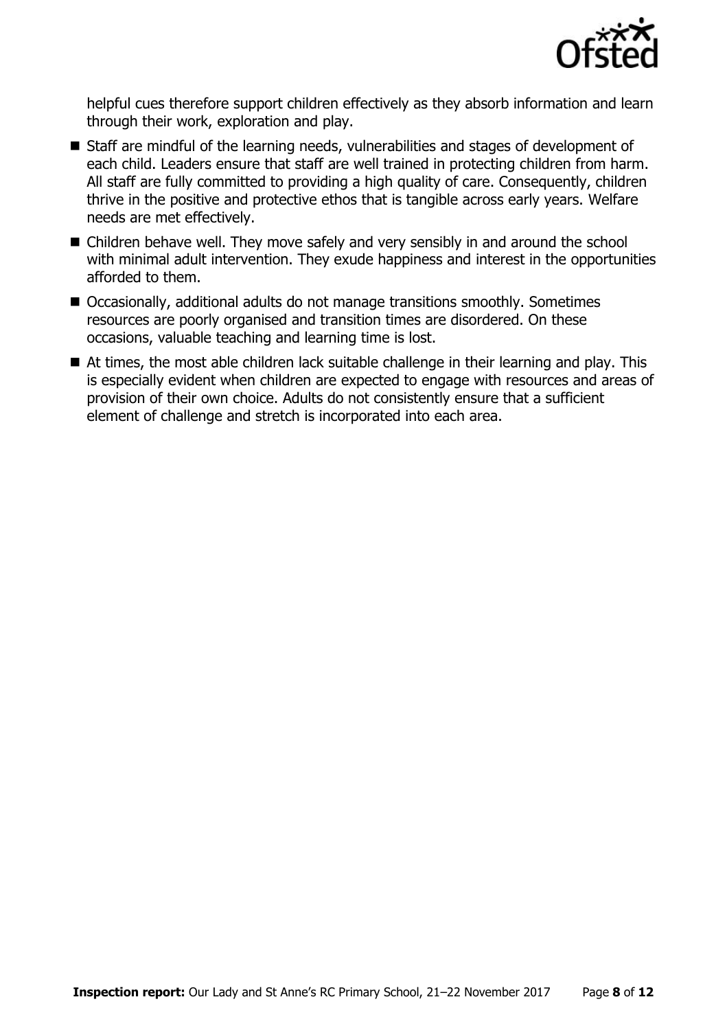helpful cues therefore support children effectively as they absorb information and learn through their work, exploration and play.

- Staff are mindful of the learning needs, vulnerabilities and stages of development of each child. Leaders ensure that staff are well trained in protecting children from harm. All staff are fully committed to providing a high quality of care. Consequently, children thrive in the positive and protective ethos that is tangible across early years. Welfare needs are met effectively.
- Children behave well. They move safely and very sensibly in and around the school with minimal adult intervention. They exude happiness and interest in the opportunities afforded to them.
- Occasionally, additional adults do not manage transitions smoothly. Sometimes resources are poorly organised and transition times are disordered. On these occasions, valuable teaching and learning time is lost.
- At times, the most able children lack suitable challenge in their learning and play. This is especially evident when children are expected to engage with resources and areas of provision of their own choice. Adults do not consistently ensure that a sufficient element of challenge and stretch is incorporated into each area.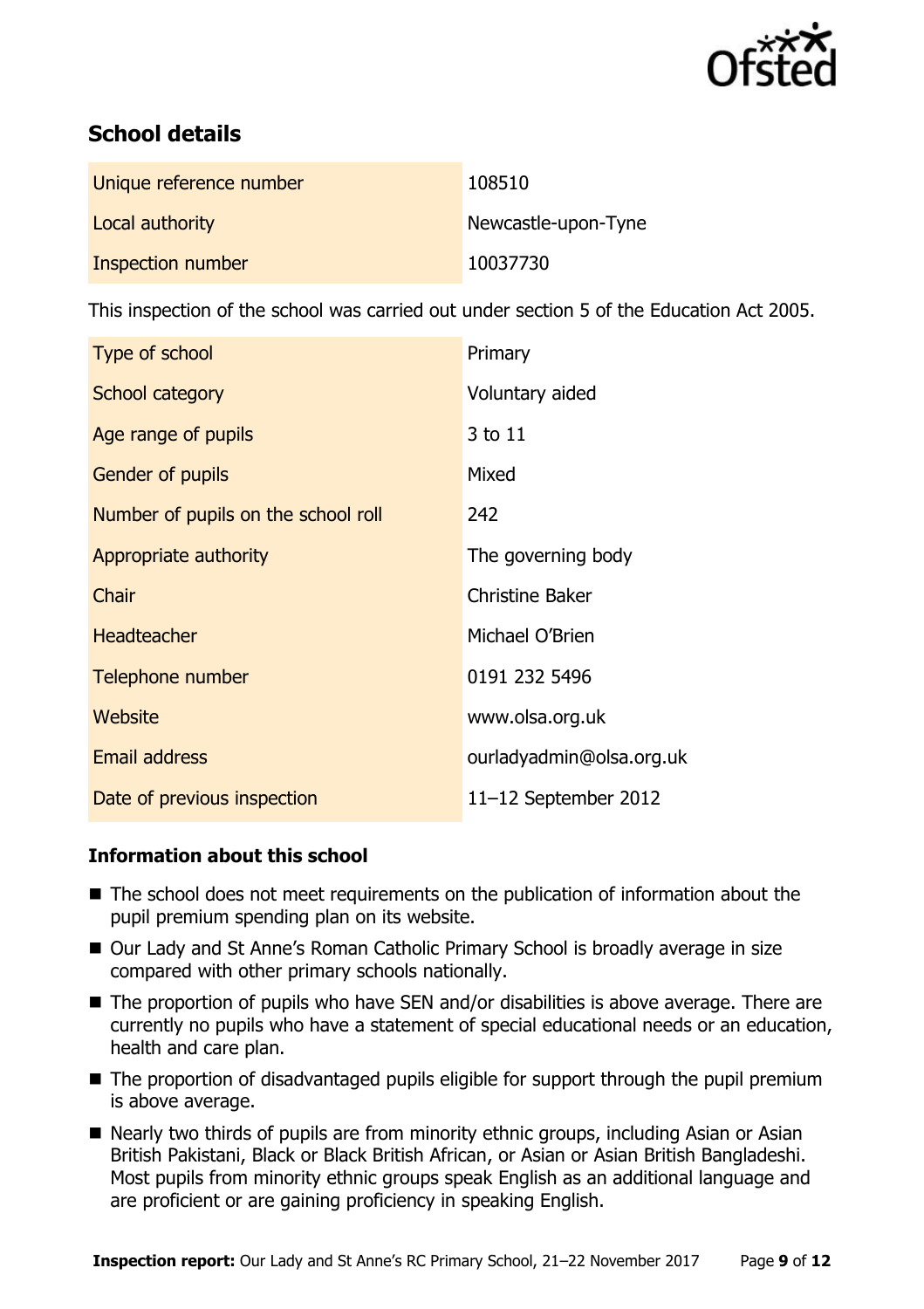## School details

| | |
|---|---|
| Unique reference number | 108510 |
| Local authority | Newcastle-upon-Tyne |
| Inspection number | 10037730 |

This inspection of the school was carried out under section 5 of the Education Act 2005.

| | |
|---|---|
| Type of school | Primary |
| School category | Voluntary aided |
| Age range of pupils | 3 to 11 |
| Gender of pupils | Mixed |
| Number of pupils on the school roll | 242 |
| Appropriate authority | The governing body |
| Chair | Christine Baker |
| Headteacher | Michael O'Brien |
| Telephone number | 0191 232 5496 |
| Website | www.olsa.org.uk |
| Email address | ourladyadmin@olsa.org.uk |
| Date of previous inspection | 11–12 September 2012 |

### Information about this school

- The school does not meet requirements on the publication of information about the pupil premium spending plan on its website.
- Our Lady and St Anne's Roman Catholic Primary School is broadly average in size compared with other primary schools nationally.
- The proportion of pupils who have SEN and/or disabilities is above average. There are currently no pupils who have a statement of special educational needs or an education, health and care plan.
- The proportion of disadvantaged pupils eligible for support through the pupil premium is above average.
- Nearly two thirds of pupils are from minority ethnic groups, including Asian or Asian British Pakistani, Black or Black British African, or Asian or Asian British Bangladeshi. Most pupils from minority ethnic groups speak English as an additional language and are proficient or are gaining proficiency in speaking English.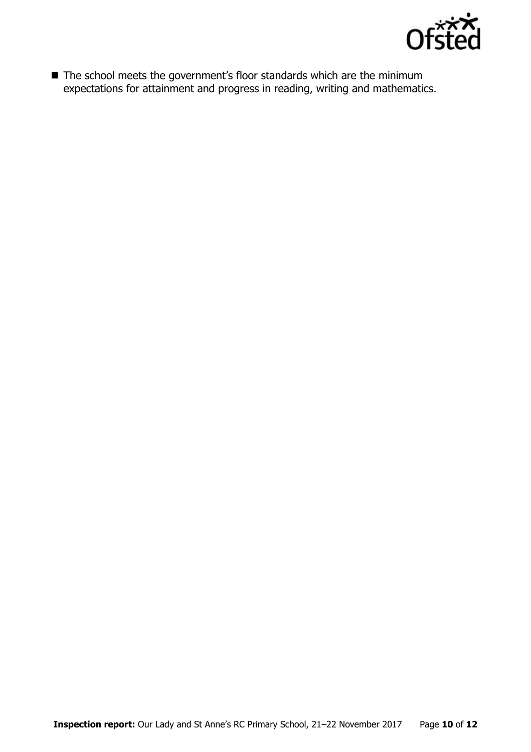- The school meets the government's floor standards which are the minimum expectations for attainment and progress in reading, writing and mathematics.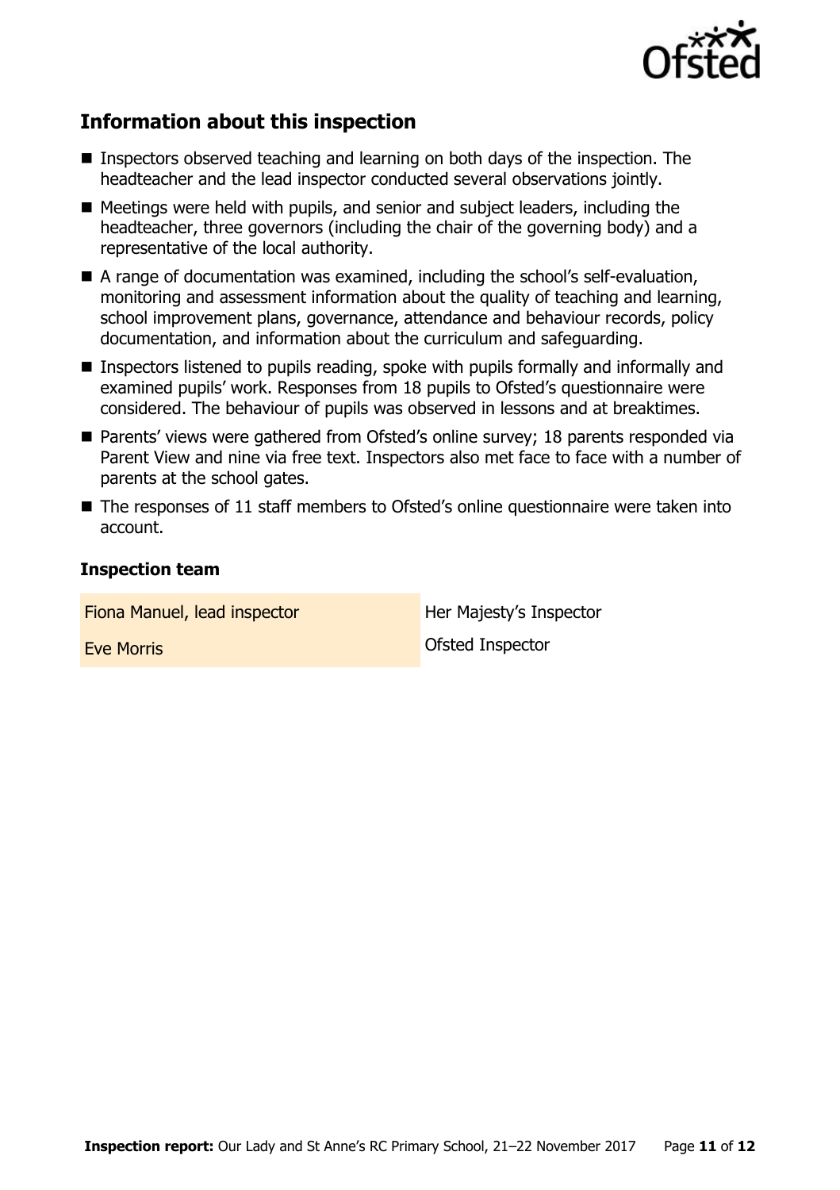## Information about this inspection

- Inspectors observed teaching and learning on both days of the inspection. The headteacher and the lead inspector conducted several observations jointly.
- Meetings were held with pupils, and senior and subject leaders, including the headteacher, three governors (including the chair of the governing body) and a representative of the local authority.
- A range of documentation was examined, including the school's self-evaluation, monitoring and assessment information about the quality of teaching and learning, school improvement plans, governance, attendance and behaviour records, policy documentation, and information about the curriculum and safeguarding.
- Inspectors listened to pupils reading, spoke with pupils formally and informally and examined pupils' work. Responses from 18 pupils to Ofsted's questionnaire were considered. The behaviour of pupils was observed in lessons and at breaktimes.
- Parents' views were gathered from Ofsted's online survey; 18 parents responded via Parent View and nine via free text. Inspectors also met face to face with a number of parents at the school gates.
- The responses of 11 staff members to Ofsted's online questionnaire were taken into account.

### Inspection team

| | |
|---|---|
| Fiona Manuel, lead inspector | Her Majesty's Inspector |
| Eve Morris | Ofsted Inspector |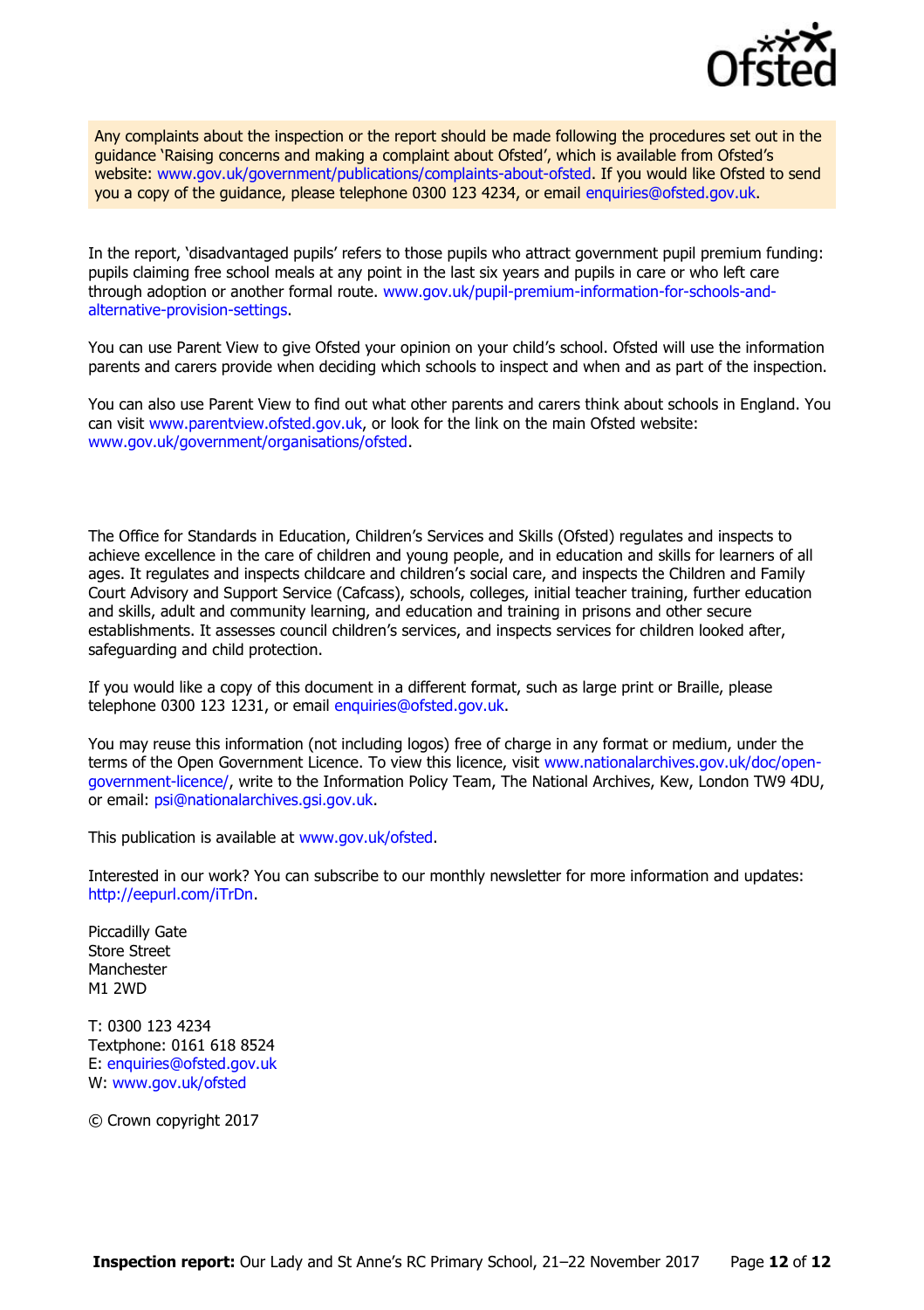Any complaints about the inspection or the report should be made following the procedures set out in the guidance 'Raising concerns and making a complaint about Ofsted', which is available from Ofsted's website: www.gov.uk/government/publications/complaints-about-ofsted. If you would like Ofsted to send you a copy of the guidance, please telephone 0300 123 4234, or email enquiries@ofsted.gov.uk.

In the report, 'disadvantaged pupils' refers to those pupils who attract government pupil premium funding: pupils claiming free school meals at any point in the last six years and pupils in care or who left care through adoption or another formal route. www.gov.uk/pupil-premium-information-for-schools-and-alternative-provision-settings.

You can use Parent View to give Ofsted your opinion on your child's school. Ofsted will use the information parents and carers provide when deciding which schools to inspect and when and as part of the inspection.

You can also use Parent View to find out what other parents and carers think about schools in England. You can visit www.parentview.ofsted.gov.uk, or look for the link on the main Ofsted website: www.gov.uk/government/organisations/ofsted.

The Office for Standards in Education, Children's Services and Skills (Ofsted) regulates and inspects to achieve excellence in the care of children and young people, and in education and skills for learners of all ages. It regulates and inspects childcare and children's social care, and inspects the Children and Family Court Advisory and Support Service (Cafcass), schools, colleges, initial teacher training, further education and skills, adult and community learning, and education and training in prisons and other secure establishments. It assesses council children's services, and inspects services for children looked after, safeguarding and child protection.

If you would like a copy of this document in a different format, such as large print or Braille, please telephone 0300 123 1231, or email enquiries@ofsted.gov.uk.

You may reuse this information (not including logos) free of charge in any format or medium, under the terms of the Open Government Licence. To view this licence, visit www.nationalarchives.gov.uk/doc/open-government-licence/, write to the Information Policy Team, The National Archives, Kew, London TW9 4DU, or email: psi@nationalarchives.gsi.gov.uk.

This publication is available at www.gov.uk/ofsted.

Interested in our work? You can subscribe to our monthly newsletter for more information and updates: http://eepurl.com/iTrDn.

Piccadilly Gate  
Store Street  
Manchester  
M1 2WD

T: 0300 123 4234  
Textphone: 0161 618 8524  
E: enquiries@ofsted.gov.uk  
W: www.gov.uk/ofsted

© Crown copyright 2017